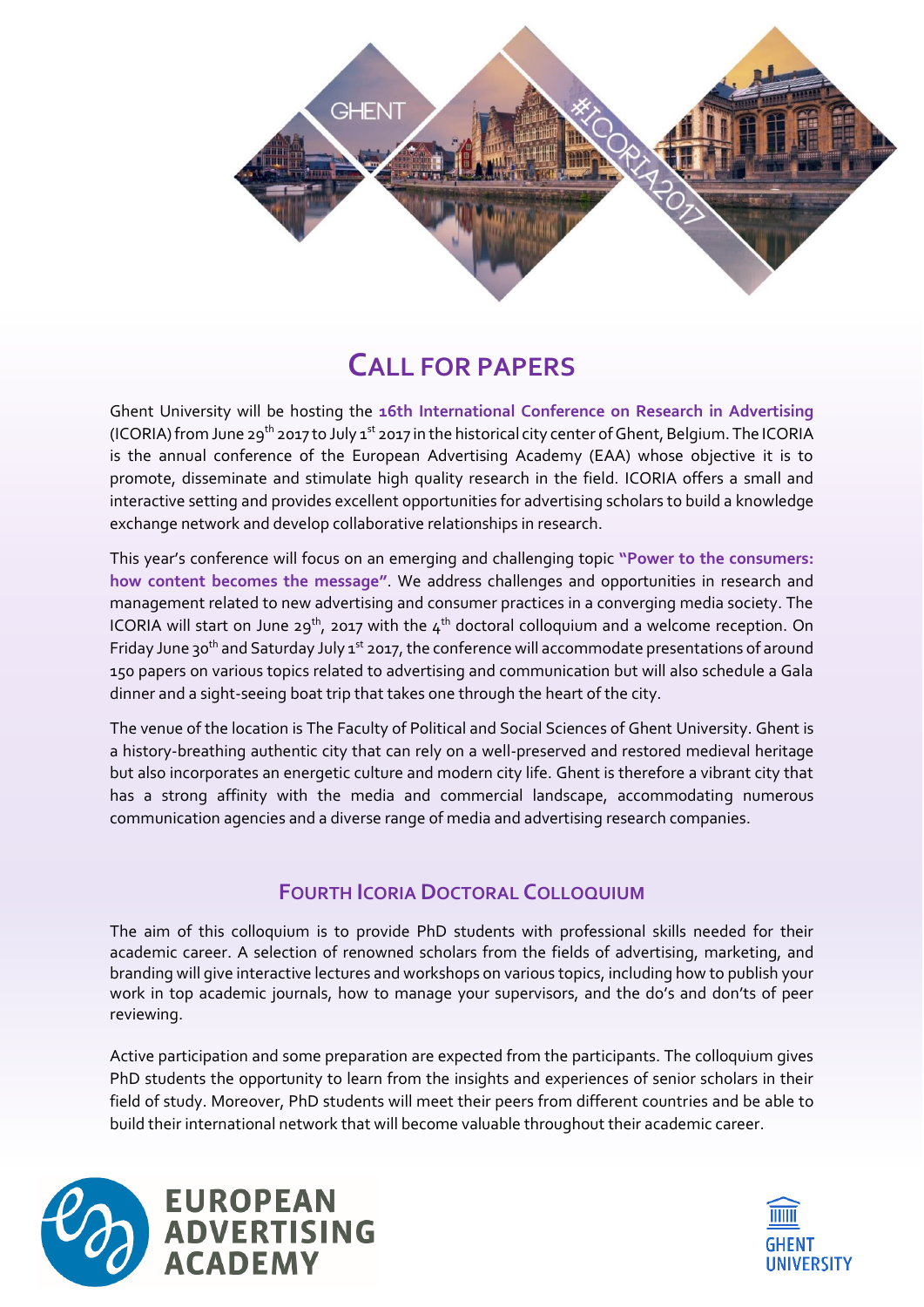# CALL FOR PAPERS

Ghent University will be hosting the **16th International Conference on Research in Advertising** (ICORIA) from June 29th 2017 to July 1st 2017 in the historical city center of Ghent, Belgium. The ICORIA is the annual conference of the European Advertising Academy (EAA) whose objective it is to promote, disseminate and stimulate high quality research in the field. ICORIA offers a small and interactive setting and provides excellent opportunities for advertising scholars to build a knowledge exchange network and develop collaborative relationships in research.

This year's conference will focus on an emerging and challenging topic **"Power to the consumers: how content becomes the message"**. We address challenges and opportunities in research and management related to new advertising and consumer practices in a converging media society. The ICORIA will start on June 29th, 2017 with the 4th doctoral colloquium and a welcome reception. On Friday June 30th and Saturday July 1st 2017, the conference will accommodate presentations of around 150 papers on various topics related to advertising and communication but will also schedule a Gala dinner and a sight-seeing boat trip that takes one through the heart of the city.

The venue of the location is The Faculty of Political and Social Sciences of Ghent University. Ghent is a history-breathing authentic city that can rely on a well-preserved and restored medieval heritage but also incorporates an energetic culture and modern city life. Ghent is therefore a vibrant city that has a strong affinity with the media and commercial landscape, accommodating numerous communication agencies and a diverse range of media and advertising research companies.

## FOURTH ICORIA DOCTORAL COLLOQUIUM

The aim of this colloquium is to provide PhD students with professional skills needed for their academic career. A selection of renowned scholars from the fields of advertising, marketing, and branding will give interactive lectures and workshops on various topics, including how to publish your work in top academic journals, how to manage your supervisors, and the do's and don'ts of peer reviewing.

Active participation and some preparation are expected from the participants. The colloquium gives PhD students the opportunity to learn from the insights and experiences of senior scholars in their field of study. Moreover, PhD students will meet their peers from different countries and be able to build their international network that will become valuable throughout their academic career.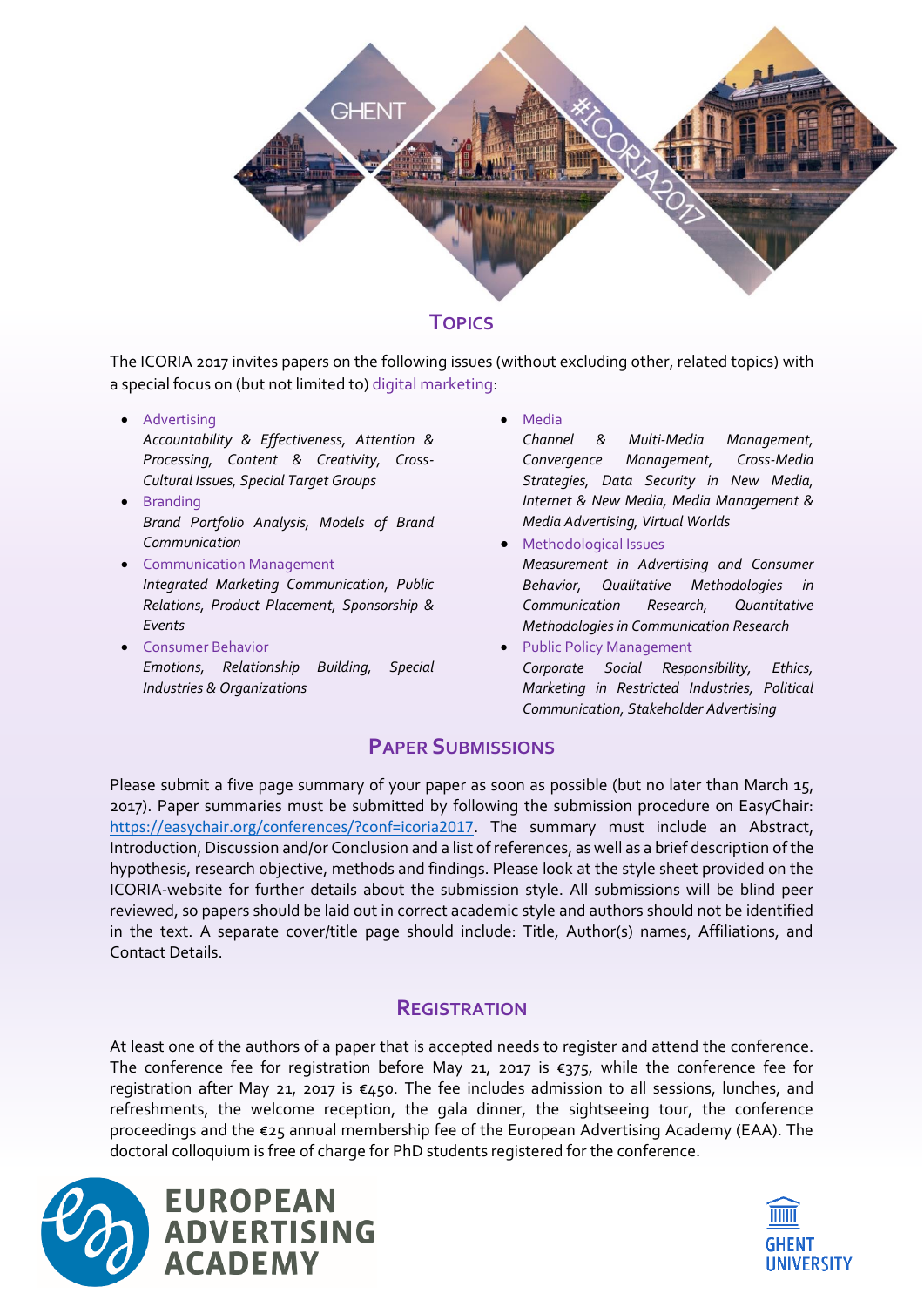## Topics

The ICORIA 2017 invites papers on the following issues (without excluding other, related topics) with a special focus on (but not limited to) digital marketing:

- Advertising
  *Accountability & Effectiveness, Attention & Processing, Content & Creativity, Cross-Cultural Issues, Special Target Groups*
- Branding
  *Brand Portfolio Analysis, Models of Brand Communication*
- Communication Management
  *Integrated Marketing Communication, Public Relations, Product Placement, Sponsorship & Events*
- Consumer Behavior
  *Emotions, Relationship Building, Special Industries & Organizations*
- Media
  *Channel & Multi-Media Management, Convergence Management, Cross-Media Strategies, Data Security in New Media, Internet & New Media, Media Management & Media Advertising, Virtual Worlds*
- Methodological Issues
  *Measurement in Advertising and Consumer Behavior, Qualitative Methodologies in Communication Research, Quantitative Methodologies in Communication Research*
- Public Policy Management
  *Corporate Social Responsibility, Ethics, Marketing in Restricted Industries, Political Communication, Stakeholder Advertising*

## Paper Submissions

Please submit a five page summary of your paper as soon as possible (but no later than March 15, 2017). Paper summaries must be submitted by following the submission procedure on EasyChair: https://easychair.org/conferences/?conf=icoria2017. The summary must include an Abstract, Introduction, Discussion and/or Conclusion and a list of references, as well as a brief description of the hypothesis, research objective, methods and findings. Please look at the style sheet provided on the ICORIA-website for further details about the submission style. All submissions will be blind peer reviewed, so papers should be laid out in correct academic style and authors should not be identified in the text. A separate cover/title page should include: Title, Author(s) names, Affiliations, and Contact Details.

## Registration

At least one of the authors of a paper that is accepted needs to register and attend the conference. The conference fee for registration before May 21, 2017 is €375, while the conference fee for registration after May 21, 2017 is €450. The fee includes admission to all sessions, lunches, and refreshments, the welcome reception, the gala dinner, the sightseeing tour, the conference proceedings and the €25 annual membership fee of the European Advertising Academy (EAA). The doctoral colloquium is free of charge for PhD students registered for the conference.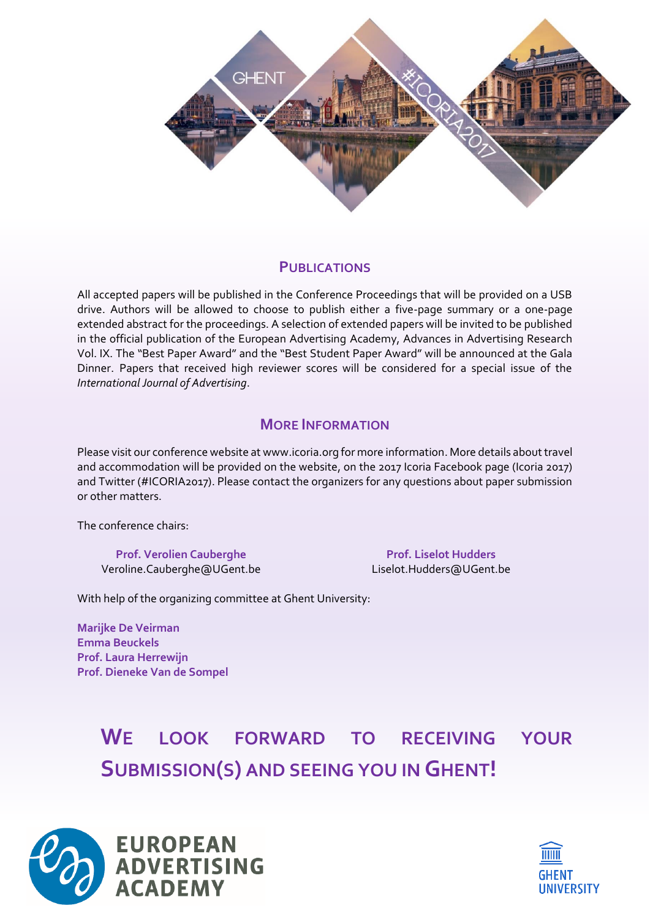## Publications

All accepted papers will be published in the Conference Proceedings that will be provided on a USB drive. Authors will be allowed to choose to publish either a five-page summary or a one-page extended abstract for the proceedings. A selection of extended papers will be invited to be published in the official publication of the European Advertising Academy, Advances in Advertising Research Vol. IX. The "Best Paper Award" and the "Best Student Paper Award" will be announced at the Gala Dinner. Papers that received high reviewer scores will be considered for a special issue of the *International Journal of Advertising*.

## More Information

Please visit our conference website at www.icoria.org for more information. More details about travel and accommodation will be provided on the website, on the 2017 Icoria Facebook page (Icoria 2017) and Twitter (#ICORIA2017). Please contact the organizers for any questions about paper submission or other matters.

The conference chairs:

**Prof. Verolien Cauberghe**
Veroline.Cauberghe@UGent.be

**Prof. Liselot Hudders**
Liselot.Hudders@UGent.be

With help of the organizing committee at Ghent University:

**Marijke De Veirman**
**Emma Beuckels**
**Prof. Laura Herrewijn**
**Prof. Dieneke Van de Sompel**

## We look forward to receiving your submission(s) and seeing you in Ghent!

European Advertising Academy

Ghent University